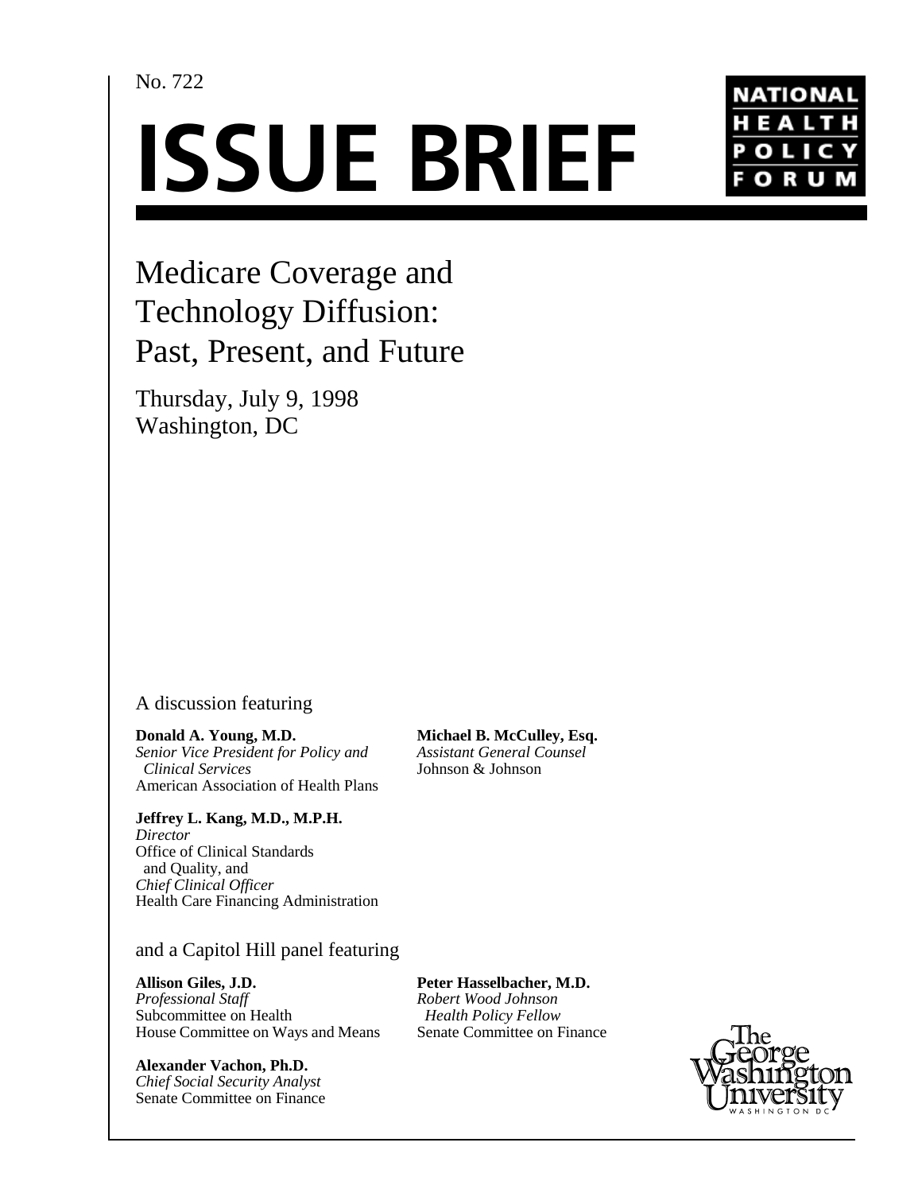No. 722

# ISSUE BRIEF

NATIONAL HEALTH POLICY FORUM

## Medicare Coverage and Technology Diffusion: Past, Present, and Future

Thursday, July 9, 1998
Washington, DC

A discussion featuring

**Donald A. Young, M.D.**
*Senior Vice President for Policy and Clinical Services*
American Association of Health Plans

**Jeffrey L. Kang, M.D., M.P.H.**
*Director*
Office of Clinical Standards and Quality, and
*Chief Clinical Officer*
Health Care Financing Administration

**Michael B. McCulley, Esq.**
*Assistant General Counsel*
Johnson & Johnson

and a Capitol Hill panel featuring

**Allison Giles, J.D.**
*Professional Staff*
Subcommittee on Health
House Committee on Ways and Means

**Alexander Vachon, Ph.D.**
*Chief Social Security Analyst*
Senate Committee on Finance

**Peter Hasselbacher, M.D.**
*Robert Wood Johnson Health Policy Fellow*
Senate Committee on Finance

The George Washington University
WASHINGTON DC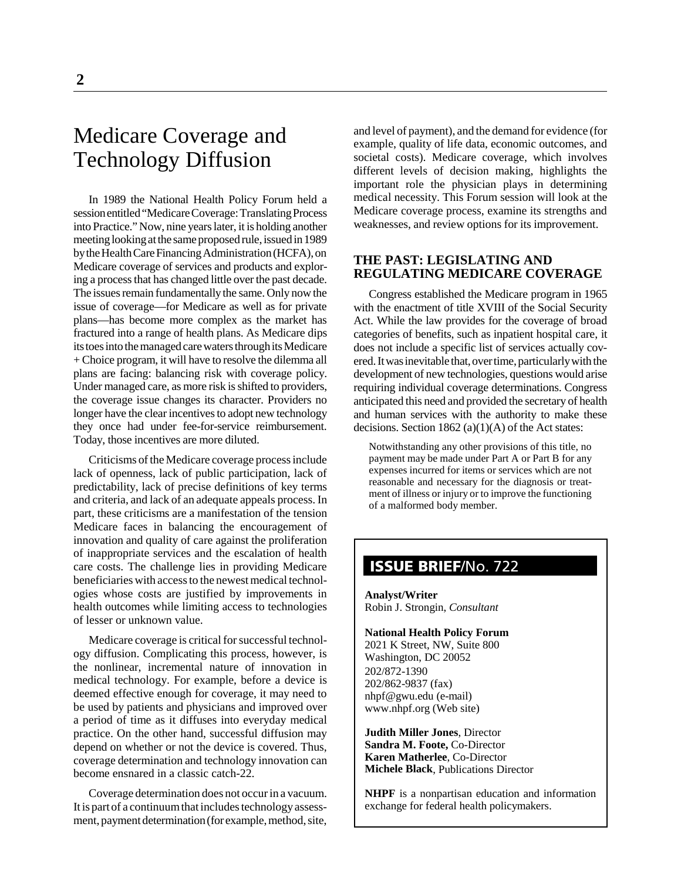# Medicare Coverage and Technology Diffusion

In 1989 the National Health Policy Forum held a session entitled "Medicare Coverage: Translating Process into Practice." Now, nine years later, it is holding another meeting looking at the same proposed rule, issued in 1989 by the Health Care Financing Administration (HCFA), on Medicare coverage of services and products and exploring a process that has changed little over the past decade. The issues remain fundamentally the same. Only now the issue of coverage—for Medicare as well as for private plans—has become more complex as the market has fractured into a range of health plans. As Medicare dips its toes into the managed care waters through its Medicare + Choice program, it will have to resolve the dilemma all plans are facing: balancing risk with coverage policy. Under managed care, as more risk is shifted to providers, the coverage issue changes its character. Providers no longer have the clear incentives to adopt new technology they once had under fee-for-service reimbursement. Today, those incentives are more diluted.

Criticisms of the Medicare coverage process include lack of openness, lack of public participation, lack of predictability, lack of precise definitions of key terms and criteria, and lack of an adequate appeals process. In part, these criticisms are a manifestation of the tension Medicare faces in balancing the encouragement of innovation and quality of care against the proliferation of inappropriate services and the escalation of health care costs. The challenge lies in providing Medicare beneficiaries with access to the newest medical technologies whose costs are justified by improvements in health outcomes while limiting access to technologies of lesser or unknown value.

Medicare coverage is critical for successful technology diffusion. Complicating this process, however, is the nonlinear, incremental nature of innovation in medical technology. For example, before a device is deemed effective enough for coverage, it may need to be used by patients and physicians and improved over a period of time as it diffuses into everyday medical practice. On the other hand, successful diffusion may depend on whether or not the device is covered. Thus, coverage determination and technology innovation can become ensnared in a classic catch-22.

Coverage determination does not occur in a vacuum. It is part of a continuum that includes technology assessment, payment determination (for example, method, site, and level of payment), and the demand for evidence (for example, quality of life data, economic outcomes, and societal costs). Medicare coverage, which involves different levels of decision making, highlights the important role the physician plays in determining medical necessity. This Forum session will look at the Medicare coverage process, examine its strengths and weaknesses, and review options for its improvement.

## THE PAST: LEGISLATING AND REGULATING MEDICARE COVERAGE

Congress established the Medicare program in 1965 with the enactment of title XVIII of the Social Security Act. While the law provides for the coverage of broad categories of benefits, such as inpatient hospital care, it does not include a specific list of services actually covered. It was inevitable that, over time, particularly with the development of new technologies, questions would arise requiring individual coverage determinations. Congress anticipated this need and provided the secretary of health and human services with the authority to make these decisions. Section 1862 (a)(1)(A) of the Act states:

> Notwithstanding any other provisions of this title, no payment may be made under Part A or Part B for any expenses incurred for items or services which are not reasonable and necessary for the diagnosis or treatment of illness or injury or to improve the functioning of a malformed body member.

**ISSUE BRIEF**/No. 722

**Analyst/Writer**
Robin J. Strongin, *Consultant*

**National Health Policy Forum**
2021 K Street, NW, Suite 800
Washington, DC 20052
202/872-1390
202/862-9837 (fax)
nhpf@gwu.edu (e-mail)
www.nhpf.org (Web site)

**Judith Miller Jones**, Director
**Sandra M. Foote,** Co-Director
**Karen Matherlee**, Co-Director
**Michele Black**, Publications Director

**NHPF** is a nonpartisan education and information exchange for federal health policymakers.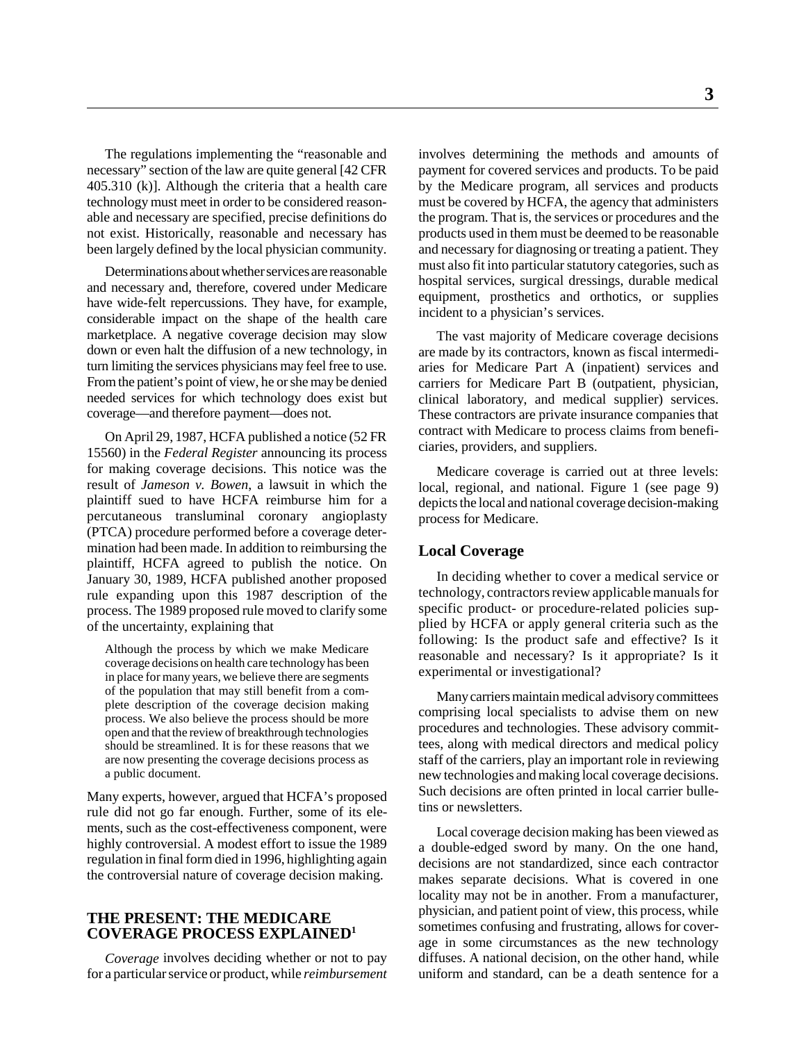The regulations implementing the "reasonable and necessary" section of the law are quite general [42 CFR 405.310 (k)]. Although the criteria that a health care technology must meet in order to be considered reasonable and necessary are specified, precise definitions do not exist. Historically, reasonable and necessary has been largely defined by the local physician community.

Determinations about whether services are reasonable and necessary and, therefore, covered under Medicare have wide-felt repercussions. They have, for example, considerable impact on the shape of the health care marketplace. A negative coverage decision may slow down or even halt the diffusion of a new technology, in turn limiting the services physicians may feel free to use. From the patient's point of view, he or she may be denied needed services for which technology does exist but coverage—and therefore payment—does not.

On April 29, 1987, HCFA published a notice (52 FR 15560) in the *Federal Register* announcing its process for making coverage decisions. This notice was the result of *Jameson v. Bowen*, a lawsuit in which the plaintiff sued to have HCFA reimburse him for a percutaneous transluminal coronary angioplasty (PTCA) procedure performed before a coverage determination had been made. In addition to reimbursing the plaintiff, HCFA agreed to publish the notice. On January 30, 1989, HCFA published another proposed rule expanding upon this 1987 description of the process. The 1989 proposed rule moved to clarify some of the uncertainty, explaining that

> Although the process by which we make Medicare coverage decisions on health care technology has been in place for many years, we believe there are segments of the population that may still benefit from a complete description of the coverage decision making process. We also believe the process should be more open and that the review of breakthrough technologies should be streamlined. It is for these reasons that we are now presenting the coverage decisions process as a public document.

Many experts, however, argued that HCFA's proposed rule did not go far enough. Further, some of its elements, such as the cost-effectiveness component, were highly controversial. A modest effort to issue the 1989 regulation in final form died in 1996, highlighting again the controversial nature of coverage decision making.

## THE PRESENT: THE MEDICARE COVERAGE PROCESS EXPLAINED[1]

*Coverage* involves deciding whether or not to pay for a particular service or product, while *reimbursement* involves determining the methods and amounts of payment for covered services and products. To be paid by the Medicare program, all services and products must be covered by HCFA, the agency that administers the program. That is, the services or procedures and the products used in them must be deemed to be reasonable and necessary for diagnosing or treating a patient. They must also fit into particular statutory categories, such as hospital services, surgical dressings, durable medical equipment, prosthetics and orthotics, or supplies incident to a physician's services.

The vast majority of Medicare coverage decisions are made by its contractors, known as fiscal intermediaries for Medicare Part A (inpatient) services and carriers for Medicare Part B (outpatient, physician, clinical laboratory, and medical supplier) services. These contractors are private insurance companies that contract with Medicare to process claims from beneficiaries, providers, and suppliers.

Medicare coverage is carried out at three levels: local, regional, and national. Figure 1 (see page 9) depicts the local and national coverage decision-making process for Medicare.

### Local Coverage

In deciding whether to cover a medical service or technology, contractors review applicable manuals for specific product- or procedure-related policies supplied by HCFA or apply general criteria such as the following: Is the product safe and effective? Is it reasonable and necessary? Is it appropriate? Is it experimental or investigational?

Many carriers maintain medical advisory committees comprising local specialists to advise them on new procedures and technologies. These advisory committees, along with medical directors and medical policy staff of the carriers, play an important role in reviewing new technologies and making local coverage decisions. Such decisions are often printed in local carrier bulletins or newsletters.

Local coverage decision making has been viewed as a double-edged sword by many. On the one hand, decisions are not standardized, since each contractor makes separate decisions. What is covered in one locality may not be in another. From a manufacturer, physician, and patient point of view, this process, while sometimes confusing and frustrating, allows for coverage in some circumstances as the new technology diffuses. A national decision, on the other hand, while uniform and standard, can be a death sentence for a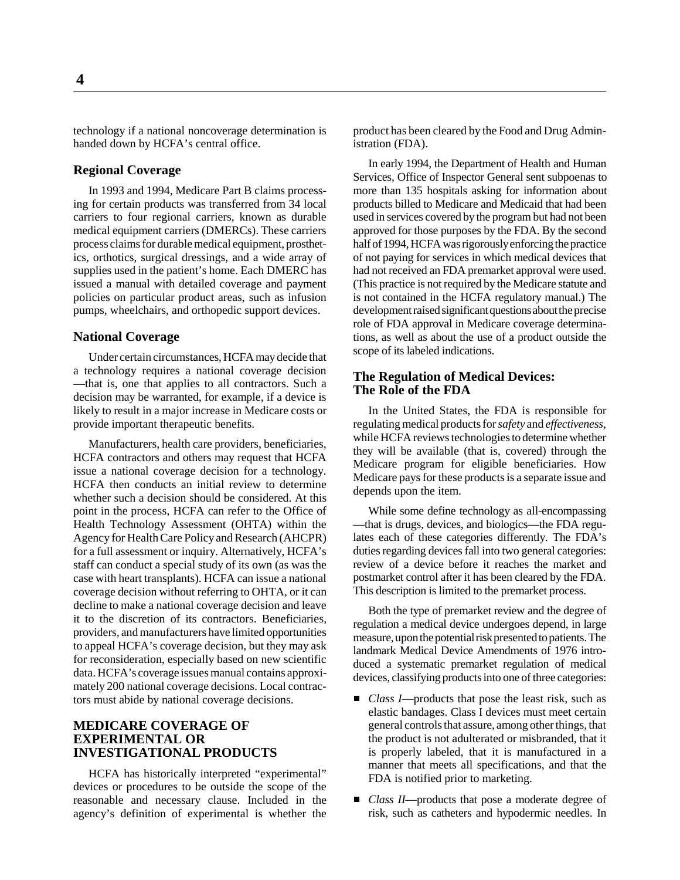technology if a national noncoverage determination is handed down by HCFA's central office.

### Regional Coverage

In 1993 and 1994, Medicare Part B claims processing for certain products was transferred from 34 local carriers to four regional carriers, known as durable medical equipment carriers (DMERCs). These carriers process claims for durable medical equipment, prosthetics, orthotics, surgical dressings, and a wide array of supplies used in the patient's home. Each DMERC has issued a manual with detailed coverage and payment policies on particular product areas, such as infusion pumps, wheelchairs, and orthopedic support devices.

### National Coverage

Under certain circumstances, HCFA may decide that a technology requires a national coverage decision —that is, one that applies to all contractors. Such a decision may be warranted, for example, if a device is likely to result in a major increase in Medicare costs or provide important therapeutic benefits.

Manufacturers, health care providers, beneficiaries, HCFA contractors and others may request that HCFA issue a national coverage decision for a technology. HCFA then conducts an initial review to determine whether such a decision should be considered. At this point in the process, HCFA can refer to the Office of Health Technology Assessment (OHTA) within the Agency for Health Care Policy and Research (AHCPR) for a full assessment or inquiry. Alternatively, HCFA's staff can conduct a special study of its own (as was the case with heart transplants). HCFA can issue a national coverage decision without referring to OHTA, or it can decline to make a national coverage decision and leave it to the discretion of its contractors. Beneficiaries, providers, and manufacturers have limited opportunities to appeal HCFA's coverage decision, but they may ask for reconsideration, especially based on new scientific data. HCFA's coverage issues manual contains approximately 200 national coverage decisions. Local contractors must abide by national coverage decisions.

## MEDICARE COVERAGE OF EXPERIMENTAL OR INVESTIGATIONAL PRODUCTS

HCFA has historically interpreted "experimental" devices or procedures to be outside the scope of the reasonable and necessary clause. Included in the agency's definition of experimental is whether the product has been cleared by the Food and Drug Administration (FDA).

In early 1994, the Department of Health and Human Services, Office of Inspector General sent subpoenas to more than 135 hospitals asking for information about products billed to Medicare and Medicaid that had been used in services covered by the program but had not been approved for those purposes by the FDA. By the second half of 1994, HCFA was rigorously enforcing the practice of not paying for services in which medical devices that had not received an FDA premarket approval were used. (This practice is not required by the Medicare statute and is not contained in the HCFA regulatory manual.) The development raised significant questions about the precise role of FDA approval in Medicare coverage determinations, as well as about the use of a product outside the scope of its labeled indications.

### The Regulation of Medical Devices: The Role of the FDA

In the United States, the FDA is responsible for regulating medical products for *safety* and *effectiveness*, while HCFA reviews technologies to determine whether they will be available (that is, covered) through the Medicare program for eligible beneficiaries. How Medicare pays for these products is a separate issue and depends upon the item.

While some define technology as all-encompassing —that is drugs, devices, and biologics—the FDA regulates each of these categories differently. The FDA's duties regarding devices fall into two general categories: review of a device before it reaches the market and postmarket control after it has been cleared by the FDA. This description is limited to the premarket process.

Both the type of premarket review and the degree of regulation a medical device undergoes depend, in large measure, upon the potential risk presented to patients. The landmark Medical Device Amendments of 1976 introduced a systematic premarket regulation of medical devices, classifying products into one of three categories:

- *Class I*—products that pose the least risk, such as elastic bandages. Class I devices must meet certain general controls that assure, among other things, that the product is not adulterated or misbranded, that it is properly labeled, that it is manufactured in a manner that meets all specifications, and that the FDA is notified prior to marketing.
- *Class II*—products that pose a moderate degree of risk, such as catheters and hypodermic needles. In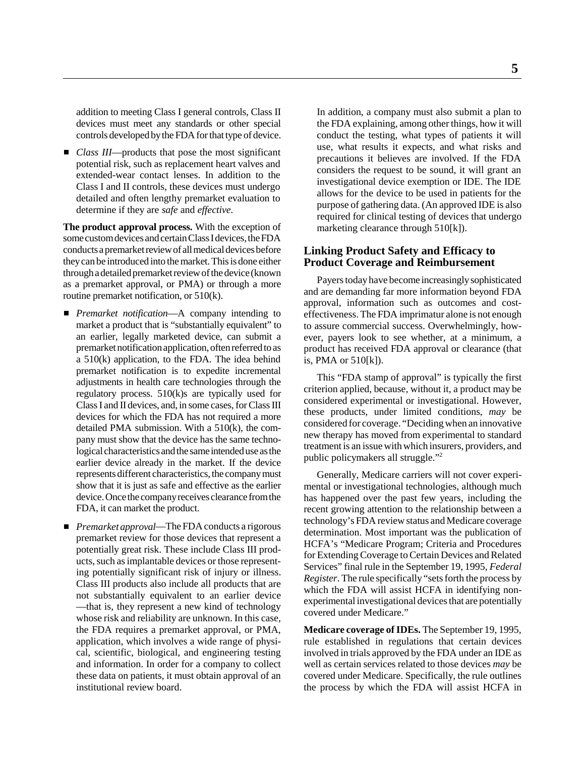addition to meeting Class I general controls, Class II devices must meet any standards or other special controls developed by the FDA for that type of device.

- *Class III*—products that pose the most significant potential risk, such as replacement heart valves and extended-wear contact lenses. In addition to the Class I and II controls, these devices must undergo detailed and often lengthy premarket evaluation to determine if they are *safe* and *effective*.

**The product approval process.** With the exception of some custom devices and certain Class I devices, the FDA conducts a premarket review of all medical devices before they can be introduced into the market. This is done either through a detailed premarket review of the device (known as a premarket approval, or PMA) or through a more routine premarket notification, or 510(k).

- *Premarket notification*—A company intending to market a product that is "substantially equivalent" to an earlier, legally marketed device, can submit a premarket notification application, often referred to as a 510(k) application, to the FDA. The idea behind premarket notification is to expedite incremental adjustments in health care technologies through the regulatory process. 510(k)s are typically used for Class I and II devices, and, in some cases, for Class III devices for which the FDA has not required a more detailed PMA submission. With a 510(k), the company must show that the device has the same technological characteristics and the same intended use as the earlier device already in the market. If the device represents different characteristics, the company must show that it is just as safe and effective as the earlier device. Once the company receives clearance from the FDA, it can market the product.

- *Premarket approval*—The FDA conducts a rigorous premarket review for those devices that represent a potentially great risk. These include Class III products, such as implantable devices or those representing potentially significant risk of injury or illness. Class III products also include all products that are not substantially equivalent to an earlier device—that is, they represent a new kind of technology whose risk and reliability are unknown. In this case, the FDA requires a premarket approval, or PMA, application, which involves a wide range of physical, scientific, biological, and engineering testing and information. In order for a company to collect these data on patients, it must obtain approval of an institutional review board.

  In addition, a company must also submit a plan to the FDA explaining, among other things, how it will conduct the testing, what types of patients it will use, what results it expects, and what risks and precautions it believes are involved. If the FDA considers the request to be sound, it will grant an investigational device exemption or IDE. The IDE allows for the device to be used in patients for the purpose of gathering data. (An approved IDE is also required for clinical testing of devices that undergo marketing clearance through 510[k]).

## Linking Product Safety and Efficacy to Product Coverage and Reimbursement

Payers today have become increasingly sophisticated and are demanding far more information beyond FDA approval, information such as outcomes and cost-effectiveness. The FDA imprimatur alone is not enough to assure commercial success. Overwhelmingly, however, payers look to see whether, at a minimum, a product has received FDA approval or clearance (that is, PMA or 510[k]).

This "FDA stamp of approval" is typically the first criterion applied, because, without it, a product may be considered experimental or investigational. However, these products, under limited conditions, *may* be considered for coverage. "Deciding when an innovative new therapy has moved from experimental to standard treatment is an issue with which insurers, providers, and public policymakers all struggle."[2]

Generally, Medicare carriers will not cover experimental or investigational technologies, although much has happened over the past few years, including the recent growing attention to the relationship between a technology's FDA review status and Medicare coverage determination. Most important was the publication of HCFA's "Medicare Program; Criteria and Procedures for Extending Coverage to Certain Devices and Related Services" final rule in the September 19, 1995, *Federal Register*. The rule specifically "sets forth the process by which the FDA will assist HCFA in identifying non-experimental investigational devices that are potentially covered under Medicare."

**Medicare coverage of IDEs.** The September 19, 1995, rule established in regulations that certain devices involved in trials approved by the FDA under an IDE as well as certain services related to those devices *may* be covered under Medicare. Specifically, the rule outlines the process by which the FDA will assist HCFA in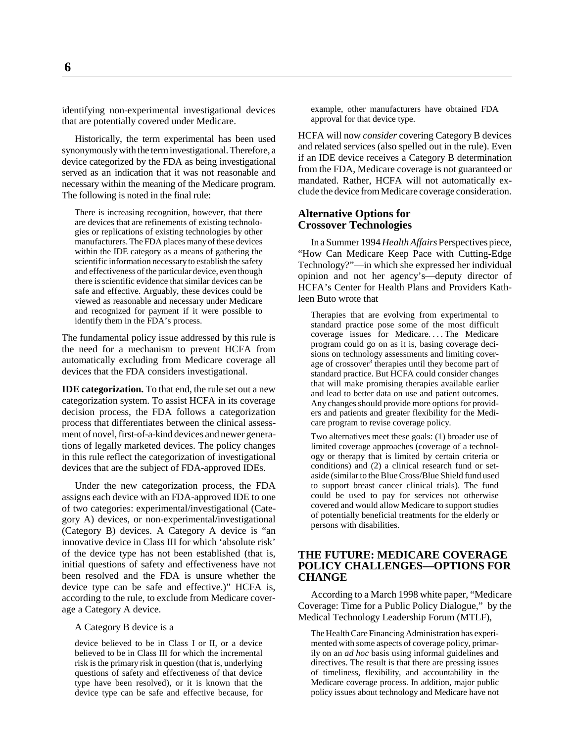identifying non-experimental investigational devices that are potentially covered under Medicare.

Historically, the term experimental has been used synonymously with the term investigational. Therefore, a device categorized by the FDA as being investigational served as an indication that it was not reasonable and necessary within the meaning of the Medicare program. The following is noted in the final rule:

> There is increasing recognition, however, that there are devices that are refinements of existing technologies or replications of existing technologies by other manufacturers. The FDA places many of these devices within the IDE category as a means of gathering the scientific information necessary to establish the safety and effectiveness of the particular device, even though there is scientific evidence that similar devices can be safe and effective. Arguably, these devices could be viewed as reasonable and necessary under Medicare and recognized for payment if it were possible to identify them in the FDA's process.

The fundamental policy issue addressed by this rule is the need for a mechanism to prevent HCFA from automatically excluding from Medicare coverage all devices that the FDA considers investigational.

**IDE categorization.** To that end, the rule set out a new categorization system. To assist HCFA in its coverage decision process, the FDA follows a categorization process that differentiates between the clinical assessment of novel, first-of-a-kind devices and newer generations of legally marketed devices. The policy changes in this rule reflect the categorization of investigational devices that are the subject of FDA-approved IDEs.

Under the new categorization process, the FDA assigns each device with an FDA-approved IDE to one of two categories: experimental/investigational (Category A) devices, or non-experimental/investigational (Category B) devices. A Category A device is "an innovative device in Class III for which 'absolute risk' of the device type has not been established (that is, initial questions of safety and effectiveness have not been resolved and the FDA is unsure whether the device type can be safe and effective.)" HCFA is, according to the rule, to exclude from Medicare coverage a Category A device.

A Category B device is a

> device believed to be in Class I or II, or a device believed to be in Class III for which the incremental risk is the primary risk in question (that is, underlying questions of safety and effectiveness of that device type have been resolved), or it is known that the device type can be safe and effective because, for example, other manufacturers have obtained FDA approval for that device type.

HCFA will now *consider* covering Category B devices and related services (also spelled out in the rule). Even if an IDE device receives a Category B determination from the FDA, Medicare coverage is not guaranteed or mandated. Rather, HCFA will not automatically exclude the device from Medicare coverage consideration.

### Alternative Options for Crossover Technologies

In a Summer 1994 *Health Affairs* Perspectives piece, "How Can Medicare Keep Pace with Cutting-Edge Technology?"—in which she expressed her individual opinion and not her agency's—deputy director of HCFA's Center for Health Plans and Providers Kathleen Buto wrote that

> Therapies that are evolving from experimental to standard practice pose some of the most difficult coverage issues for Medicare. . . . The Medicare program could go on as it is, basing coverage decisions on technology assessments and limiting coverage of crossover[3] therapies until they become part of standard practice. But HCFA could consider changes that will make promising therapies available earlier and lead to better data on use and patient outcomes. Any changes should provide more options for providers and patients and greater flexibility for the Medicare program to revise coverage policy.
>
> Two alternatives meet these goals: (1) broader use of limited coverage approaches (coverage of a technology or therapy that is limited by certain criteria or conditions) and (2) a clinical research fund or set-aside (similar to the Blue Cross/Blue Shield fund used to support breast cancer clinical trials). The fund could be used to pay for services not otherwise covered and would allow Medicare to support studies of potentially beneficial treatments for the elderly or persons with disabilities.

## THE FUTURE: MEDICARE COVERAGE POLICY CHALLENGES—OPTIONS FOR CHANGE

According to a March 1998 white paper, "Medicare Coverage: Time for a Public Policy Dialogue," by the Medical Technology Leadership Forum (MTLF),

> The Health Care Financing Administration has experimented with some aspects of coverage policy, primarily on an *ad hoc* basis using informal guidelines and directives. The result is that there are pressing issues of timeliness, flexibility, and accountability in the Medicare coverage process. In addition, major public policy issues about technology and Medicare have not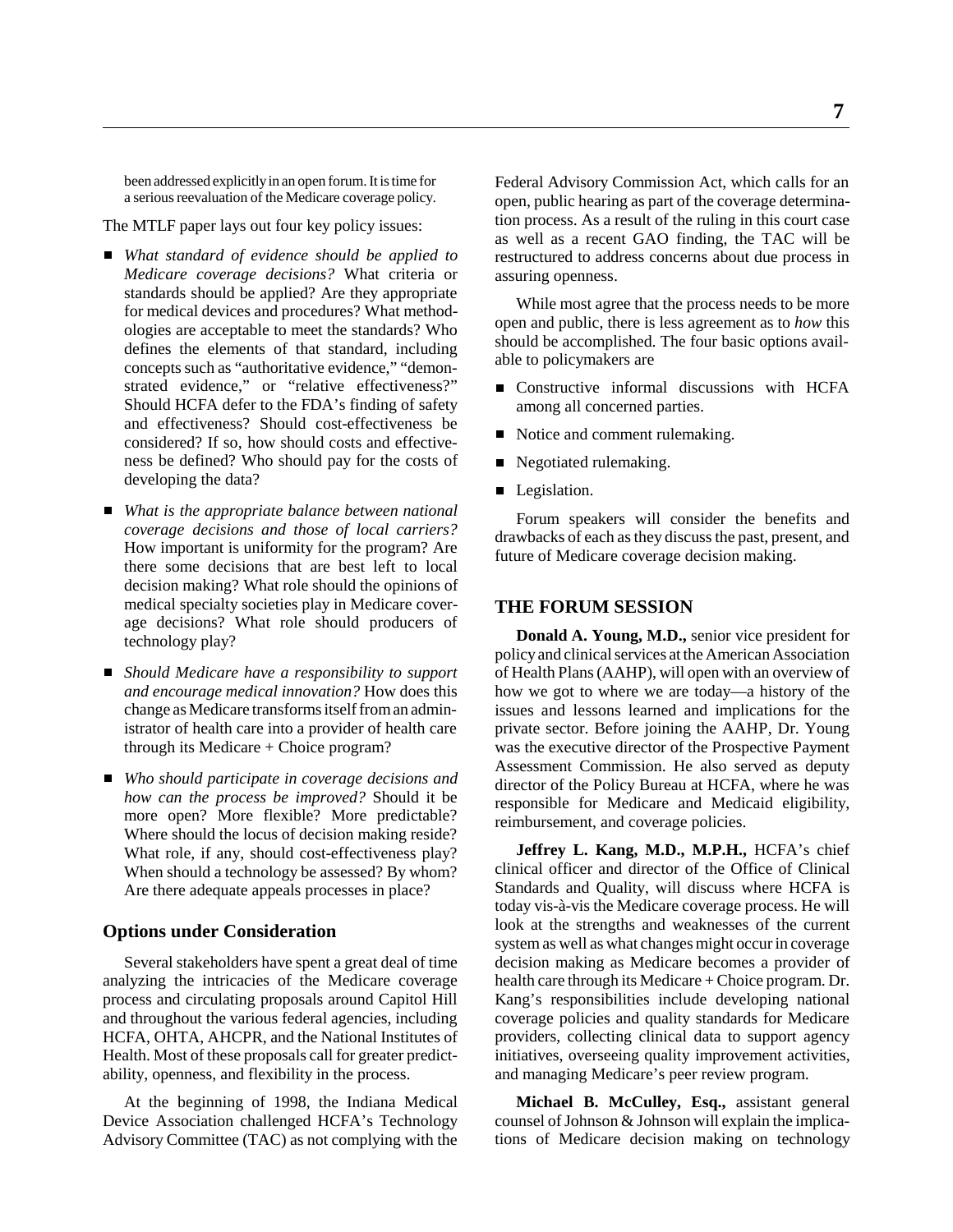been addressed explicitly in an open forum. It is time for a serious reevaluation of the Medicare coverage policy.

The MTLF paper lays out four key policy issues:

- *What standard of evidence should be applied to Medicare coverage decisions?* What criteria or standards should be applied? Are they appropriate for medical devices and procedures? What methodologies are acceptable to meet the standards? Who defines the elements of that standard, including concepts such as "authoritative evidence," "demonstrated evidence," or "relative effectiveness?" Should HCFA defer to the FDA's finding of safety and effectiveness? Should cost-effectiveness be considered? If so, how should costs and effectiveness be defined? Who should pay for the costs of developing the data?
- *What is the appropriate balance between national coverage decisions and those of local carriers?* How important is uniformity for the program? Are there some decisions that are best left to local decision making? What role should the opinions of medical specialty societies play in Medicare coverage decisions? What role should producers of technology play?
- *Should Medicare have a responsibility to support and encourage medical innovation?* How does this change as Medicare transforms itself from an administrator of health care into a provider of health care through its Medicare + Choice program?
- *Who should participate in coverage decisions and how can the process be improved?* Should it be more open? More flexible? More predictable? Where should the locus of decision making reside? What role, if any, should cost-effectiveness play? When should a technology be assessed? By whom? Are there adequate appeals processes in place?

## Options under Consideration

Several stakeholders have spent a great deal of time analyzing the intricacies of the Medicare coverage process and circulating proposals around Capitol Hill and throughout the various federal agencies, including HCFA, OHTA, AHCPR, and the National Institutes of Health. Most of these proposals call for greater predictability, openness, and flexibility in the process.

At the beginning of 1998, the Indiana Medical Device Association challenged HCFA's Technology Advisory Committee (TAC) as not complying with the Federal Advisory Commission Act, which calls for an open, public hearing as part of the coverage determination process. As a result of the ruling in this court case as well as a recent GAO finding, the TAC will be restructured to address concerns about due process in assuring openness.

While most agree that the process needs to be more open and public, there is less agreement as to *how* this should be accomplished. The four basic options available to policymakers are

- Constructive informal discussions with HCFA among all concerned parties.
- Notice and comment rulemaking.
- Negotiated rulemaking.
- Legislation.

Forum speakers will consider the benefits and drawbacks of each as they discuss the past, present, and future of Medicare coverage decision making.

## THE FORUM SESSION

**Donald A. Young, M.D.,** senior vice president for policy and clinical services at the American Association of Health Plans (AAHP), will open with an overview of how we got to where we are today—a history of the issues and lessons learned and implications for the private sector. Before joining the AAHP, Dr. Young was the executive director of the Prospective Payment Assessment Commission. He also served as deputy director of the Policy Bureau at HCFA, where he was responsible for Medicare and Medicaid eligibility, reimbursement, and coverage policies.

**Jeffrey L. Kang, M.D., M.P.H.,** HCFA's chief clinical officer and director of the Office of Clinical Standards and Quality, will discuss where HCFA is today vis-à-vis the Medicare coverage process. He will look at the strengths and weaknesses of the current system as well as what changes might occur in coverage decision making as Medicare becomes a provider of health care through its Medicare + Choice program. Dr. Kang's responsibilities include developing national coverage policies and quality standards for Medicare providers, collecting clinical data to support agency initiatives, overseeing quality improvement activities, and managing Medicare's peer review program.

**Michael B. McCulley, Esq.,** assistant general counsel of Johnson & Johnson will explain the implications of Medicare decision making on technology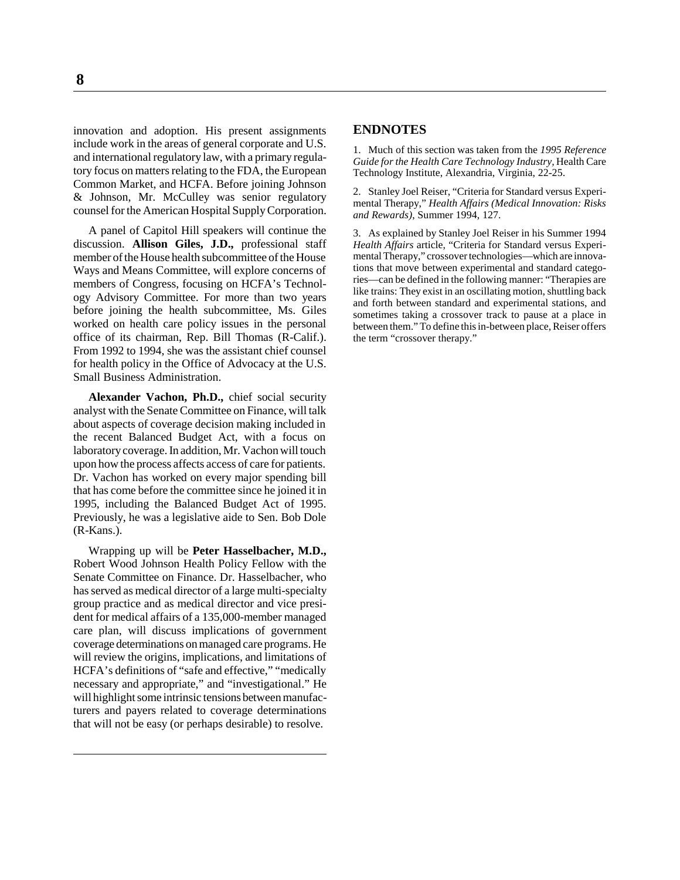innovation and adoption. His present assignments include work in the areas of general corporate and U.S. and international regulatory law, with a primary regulatory focus on matters relating to the FDA, the European Common Market, and HCFA. Before joining Johnson & Johnson, Mr. McCulley was senior regulatory counsel for the American Hospital Supply Corporation.

A panel of Capitol Hill speakers will continue the discussion. **Allison Giles, J.D.,** professional staff member of the House health subcommittee of the House Ways and Means Committee, will explore concerns of members of Congress, focusing on HCFA's Technology Advisory Committee. For more than two years before joining the health subcommittee, Ms. Giles worked on health care policy issues in the personal office of its chairman, Rep. Bill Thomas (R-Calif.). From 1992 to 1994, she was the assistant chief counsel for health policy in the Office of Advocacy at the U.S. Small Business Administration.

**Alexander Vachon, Ph.D.,** chief social security analyst with the Senate Committee on Finance, will talk about aspects of coverage decision making included in the recent Balanced Budget Act, with a focus on laboratory coverage. In addition, Mr. Vachon will touch upon how the process affects access of care for patients. Dr. Vachon has worked on every major spending bill that has come before the committee since he joined it in 1995, including the Balanced Budget Act of 1995. Previously, he was a legislative aide to Sen. Bob Dole (R-Kans.).

Wrapping up will be **Peter Hasselbacher, M.D.,** Robert Wood Johnson Health Policy Fellow with the Senate Committee on Finance. Dr. Hasselbacher, who has served as medical director of a large multi-specialty group practice and as medical director and vice president for medical affairs of a 135,000-member managed care plan, will discuss implications of government coverage determinations on managed care programs. He will review the origins, implications, and limitations of HCFA's definitions of "safe and effective," "medically necessary and appropriate," and "investigational." He will highlight some intrinsic tensions between manufacturers and payers related to coverage determinations that will not be easy (or perhaps desirable) to resolve.

## ENDNOTES

1. Much of this section was taken from the *1995 Reference Guide for the Health Care Technology Industry,* Health Care Technology Institute, Alexandria, Virginia, 22-25.

2. Stanley Joel Reiser, "Criteria for Standard versus Experimental Therapy," *Health Affairs (Medical Innovation: Risks and Rewards)*, Summer 1994, 127.

3. As explained by Stanley Joel Reiser in his Summer 1994 *Health Affairs* article, "Criteria for Standard versus Experimental Therapy," crossover technologies—which are innovations that move between experimental and standard categories—can be defined in the following manner: "Therapies are like trains: They exist in an oscillating motion, shuttling back and forth between standard and experimental stations, and sometimes taking a crossover track to pause at a place in between them." To define this in-between place, Reiser offers the term "crossover therapy."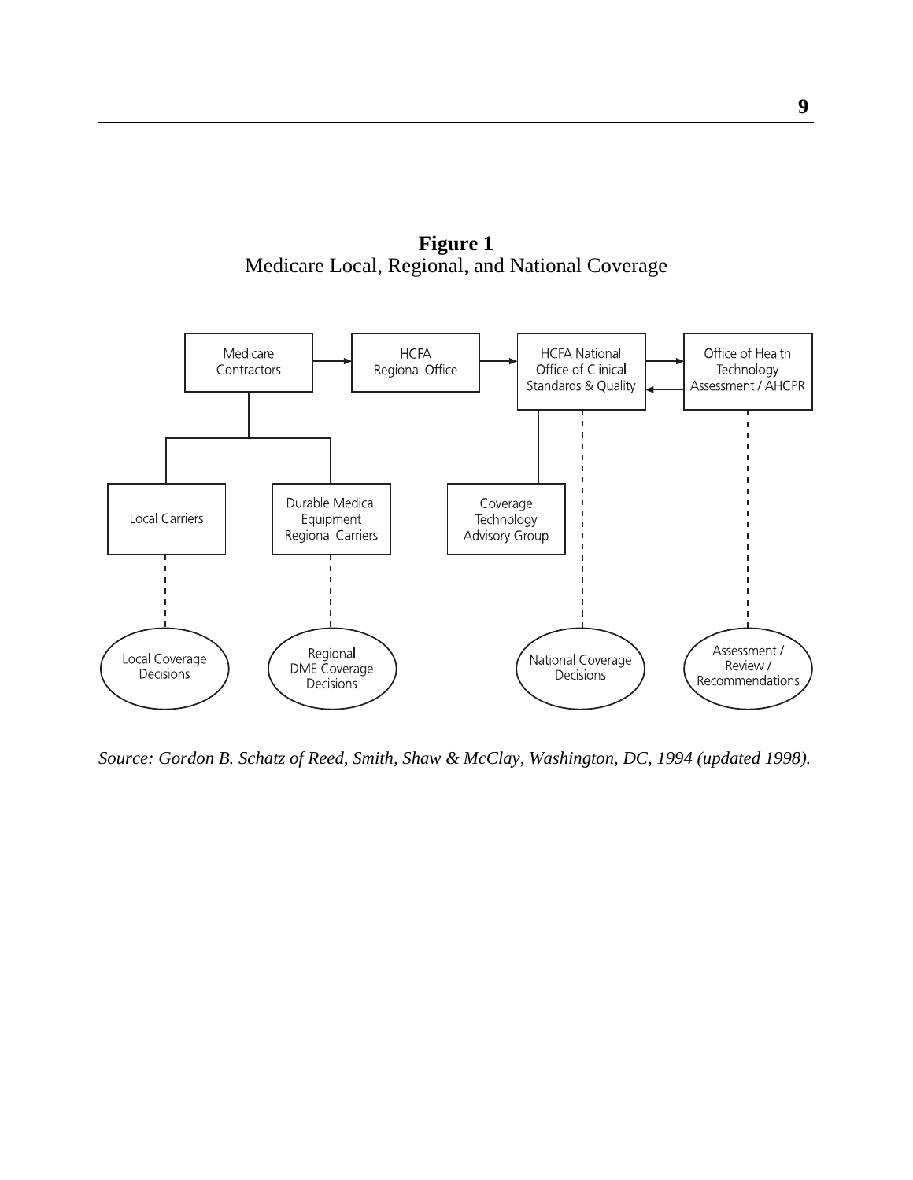**Figure 1**
Medicare Local, Regional, and National Coverage

Medicare Contractors

HCFA Regional Office

HCFA National Office of Clinical Standards & Quality

Office of Health Technology Assessment / AHCPR

Local Carriers

Durable Medical Equipment Regional Carriers

Coverage Technology Advisory Group

Local Coverage Decisions

Regional DME Coverage Decisions

National Coverage Decisions

Assessment / Review / Recommendations

*Source: Gordon B. Schatz of Reed, Smith, Shaw & McClay, Washington, DC, 1994 (updated 1998).*